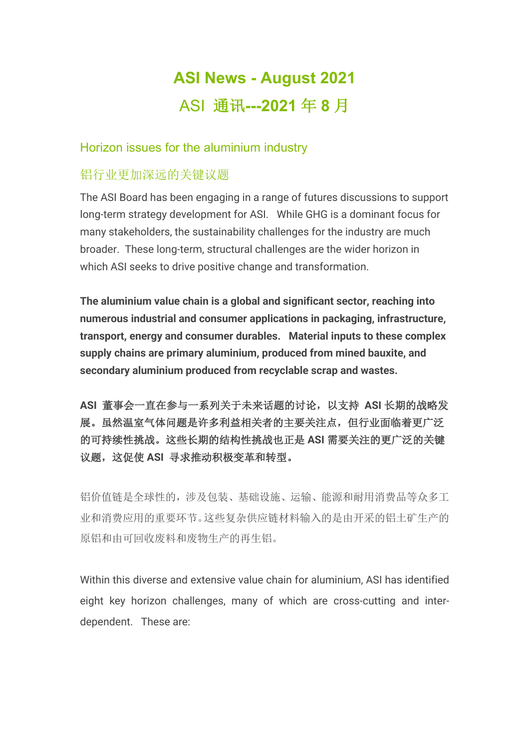# ASI News - August 2021

# ASI 通讯---2021 年 8 月

## Horizon issues for the aluminium industry

## 铝行业更加深远的关键议题

The ASI Board has been engaging in a range of futures discussions to support long-term strategy development for ASI. While GHG is a dominant focus for many stakeholders, the sustainability challenges for the industry are much broader. These long-term, structural challenges are the wider horizon in which ASI seeks to drive positive change and transformation.

**The aluminium value chain is a global and significant sector, reaching into numerous industrial and consumer applications in packaging, infrastructure, transport, energy and consumer durables. Material inputs to these complex supply chains are primary aluminium, produced from mined bauxite, and secondary aluminium produced from recyclable scrap and wastes.**

**ASI 董事会一直在参与一系列关于未来话题的讨论，以支持 ASI 长期的战略发展。虽然温室气体问题是许多利益相关者的主要关注点，但行业面临着更广泛的可持续性挑战。这些长期的结构性挑战也正是 ASI 需要关注的更广泛的关键议题，这促使 ASI 寻求推动积极变革和转型。**

铝价值链是全球性的，涉及包装、基础设施、运输、能源和耐用消费品等众多工业和消费应用的重要环节。这些复杂供应链材料输入的是由开采的铝土矿生产的原铝和由可回收废料和废物生产的再生铝。

Within this diverse and extensive value chain for aluminium, ASI has identified eight key horizon challenges, many of which are cross-cutting and inter-dependent. These are: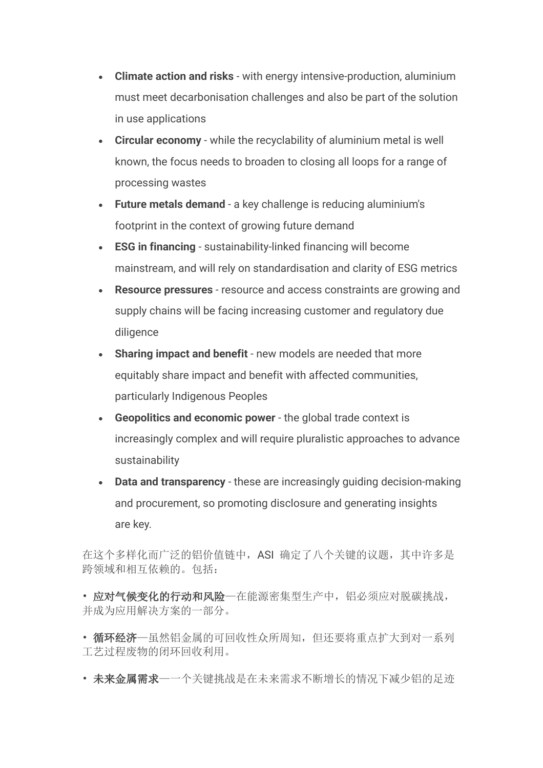- **Climate action and risks** - with energy intensive-production, aluminium must meet decarbonisation challenges and also be part of the solution in use applications
- **Circular economy** - while the recyclability of aluminium metal is well known, the focus needs to broaden to closing all loops for a range of processing wastes
- **Future metals demand** - a key challenge is reducing aluminium's footprint in the context of growing future demand
- **ESG in financing** - sustainability-linked financing will become mainstream, and will rely on standardisation and clarity of ESG metrics
- **Resource pressures** - resource and access constraints are growing and supply chains will be facing increasing customer and regulatory due diligence
- **Sharing impact and benefit** - new models are needed that more equitably share impact and benefit with affected communities, particularly Indigenous Peoples
- **Geopolitics and economic power** - the global trade context is increasingly complex and will require pluralistic approaches to advance sustainability
- **Data and transparency** - these are increasingly guiding decision-making and procurement, so promoting disclosure and generating insights are key.

在这个多样化而广泛的铝价值链中，ASI 确定了八个关键的议题，其中许多是跨领域和相互依赖的。包括：

• **应对气候变化的行动和风险**—在能源密集型生产中，铝必须应对脱碳挑战，并成为应用解决方案的一部分。

• **循环经济**—虽然铝金属的可回收性众所周知，但还要将重点扩大到对一系列工艺过程废物的闭环回收利用。

• **未来金属需求**—一个关键挑战是在未来需求不断增长的情况下减少铝的足迹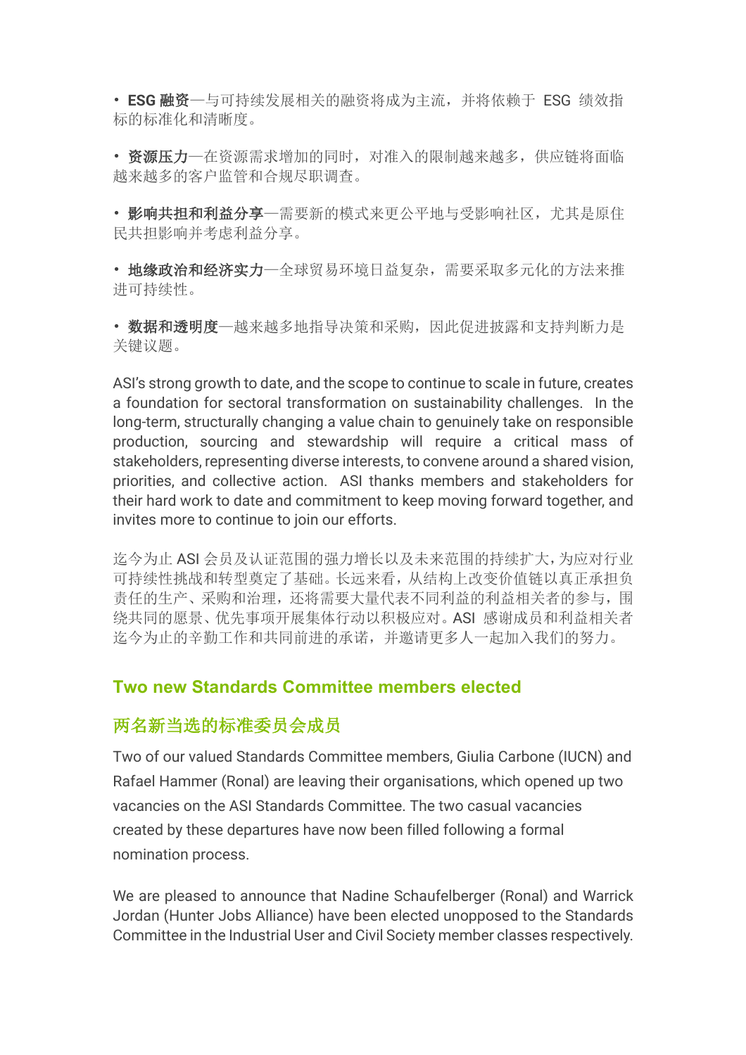• **ESG 融资**—与可持续发展相关的融资将成为主流，并将依赖于 ESG 绩效指标的标准化和清晰度。

• **资源压力**—在资源需求增加的同时，对准入的限制越来越多，供应链将面临越来越多的客户监管和合规尽职调查。

• **影响共担和利益分享**—需要新的模式来更公平地与受影响社区，尤其是原住民共担影响并考虑利益分享。

• **地缘政治和经济实力**—全球贸易环境日益复杂，需要采取多元化的方法来推进可持续性。

• **数据和透明度**—越来越多地指导决策和采购，因此促进披露和支持判断力是关键议题。

ASI's strong growth to date, and the scope to continue to scale in future, creates a foundation for sectoral transformation on sustainability challenges. In the long-term, structurally changing a value chain to genuinely take on responsible production, sourcing and stewardship will require a critical mass of stakeholders, representing diverse interests, to convene around a shared vision, priorities, and collective action. ASI thanks members and stakeholders for their hard work to date and commitment to keep moving forward together, and invites more to continue to join our efforts.

迄今为止 ASI 会员及认证范围的强力增长以及未来范围的持续扩大，为应对行业可持续性挑战和转型奠定了基础。长远来看，从结构上改变价值链以真正承担负责任的生产、采购和治理，还将需要大量代表不同利益的利益相关者的参与，围绕共同的愿景、优先事项开展集体行动以积极应对。ASI 感谢成员和利益相关者迄今为止的辛勤工作和共同前进的承诺，并邀请更多人一起加入我们的努力。

## Two new Standards Committee members elected

## 两名新当选的标准委员会成员

Two of our valued Standards Committee members, Giulia Carbone (IUCN) and Rafael Hammer (Ronal) are leaving their organisations, which opened up two vacancies on the ASI Standards Committee. The two casual vacancies created by these departures have now been filled following a formal nomination process.

We are pleased to announce that Nadine Schaufelberger (Ronal) and Warrick Jordan (Hunter Jobs Alliance) have been elected unopposed to the Standards Committee in the Industrial User and Civil Society member classes respectively.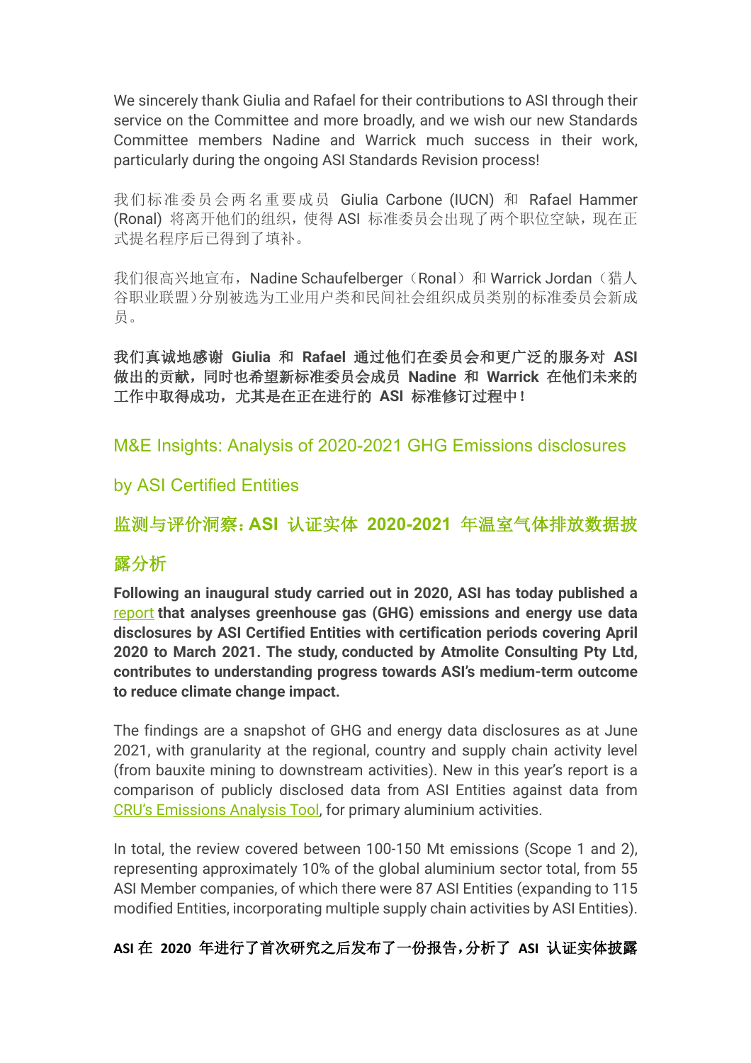We sincerely thank Giulia and Rafael for their contributions to ASI through their service on the Committee and more broadly, and we wish our new Standards Committee members Nadine and Warrick much success in their work, particularly during the ongoing ASI Standards Revision process!

我们标准委员会两名重要成员 Giulia Carbone (IUCN) 和 Rafael Hammer (Ronal) 将离开他们的组织，使得 ASI 标准委员会出现了两个职位空缺，现在正式提名程序后已得到了填补。

我们很高兴地宣布，Nadine Schaufelberger（Ronal）和 Warrick Jordan（猎人谷职业联盟）分别被选为工业用户类和民间社会组织成员类别的标准委员会新成员。

**我们真诚地感谢 Giulia 和 Rafael 通过他们在委员会和更广泛的服务对 ASI 做出的贡献，同时也希望新标准委员会成员 Nadine 和 Warrick 在他们未来的工作中取得成功，尤其是在正在进行的 ASI 标准修订过程中！**

## M&E Insights: Analysis of 2020-2021 GHG Emissions disclosures by ASI Certified Entities

## 监测与评价洞察：ASI 认证实体 2020-2021 年温室气体排放数据披露分析

**Following an inaugural study carried out in 2020, ASI has today published a report that analyses greenhouse gas (GHG) emissions and energy use data disclosures by ASI Certified Entities with certification periods covering April 2020 to March 2021. The study, conducted by Atmolite Consulting Pty Ltd, contributes to understanding progress towards ASI's medium-term outcome to reduce climate change impact.**

The findings are a snapshot of GHG and energy data disclosures as at June 2021, with granularity at the regional, country and supply chain activity level (from bauxite mining to downstream activities). New in this year's report is a comparison of publicly disclosed data from ASI Entities against data from CRU's Emissions Analysis Tool, for primary aluminium activities.

In total, the review covered between 100-150 Mt emissions (Scope 1 and 2), representing approximately 10% of the global aluminium sector total, from 55 ASI Member companies, of which there were 87 ASI Entities (expanding to 115 modified Entities, incorporating multiple supply chain activities by ASI Entities).

**ASI 在 2020 年进行了首次研究之后发布了一份报告，分析了 ASI 认证实体披露**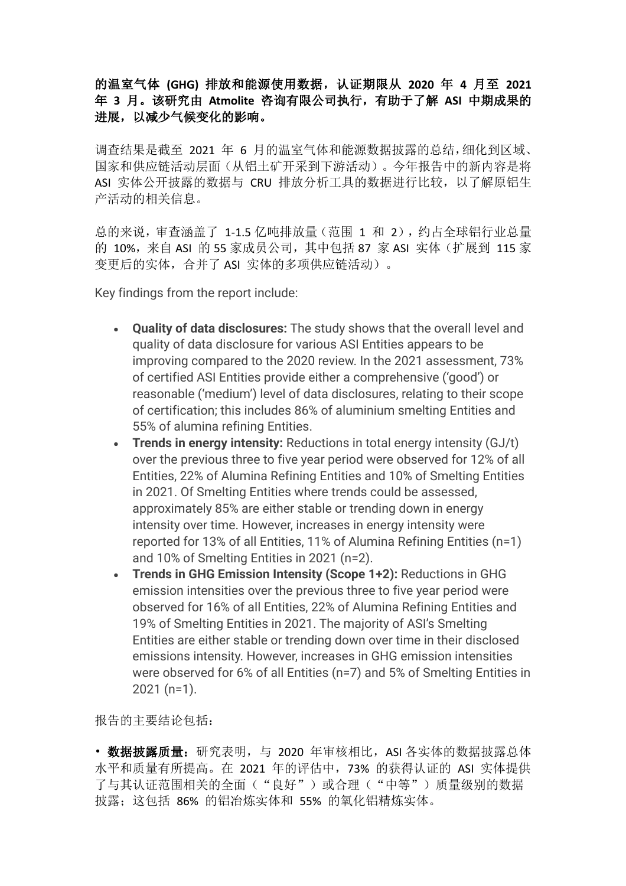**的温室气体 (GHG) 排放和能源使用数据，认证期限从 2020 年 4 月至 2021 年 3 月。该研究由 Atmolite 咨询有限公司执行，有助于了解 ASI 中期成果的进展，以减少气候变化的影响。**

调查结果是截至 2021 年 6 月的温室气体和能源数据披露的总结，细化到区域、国家和供应链活动层面（从铝土矿开采到下游活动）。今年报告中的新内容是将 ASI 实体公开披露的数据与 CRU 排放分析工具的数据进行比较，以了解原铝生产活动的相关信息。

总的来说，审查涵盖了 1-1.5 亿吨排放量（范围 1 和 2），约占全球铝行业总量的 10%，来自 ASI 的 55 家成员公司，其中包括 87 家 ASI 实体（扩展到 115 家变更后的实体，合并了 ASI 实体的多项供应链活动）。

Key findings from the report include:

- **Quality of data disclosures:** The study shows that the overall level and quality of data disclosure for various ASI Entities appears to be improving compared to the 2020 review. In the 2021 assessment, 73% of certified ASI Entities provide either a comprehensive ('good') or reasonable ('medium') level of data disclosures, relating to their scope of certification; this includes 86% of aluminium smelting Entities and 55% of alumina refining Entities.
- **Trends in energy intensity:** Reductions in total energy intensity (GJ/t) over the previous three to five year period were observed for 12% of all Entities, 22% of Alumina Refining Entities and 10% of Smelting Entities in 2021. Of Smelting Entities where trends could be assessed, approximately 85% are either stable or trending down in energy intensity over time. However, increases in energy intensity were reported for 13% of all Entities, 11% of Alumina Refining Entities (n=1) and 10% of Smelting Entities in 2021 (n=2).
- **Trends in GHG Emission Intensity (Scope 1+2):** Reductions in GHG emission intensities over the previous three to five year period were observed for 16% of all Entities, 22% of Alumina Refining Entities and 19% of Smelting Entities in 2021. The majority of ASI's Smelting Entities are either stable or trending down over time in their disclosed emissions intensity. However, increases in GHG emission intensities were observed for 6% of all Entities (n=7) and 5% of Smelting Entities in 2021 (n=1).

报告的主要结论包括：

• **数据披露质量：**研究表明，与 2020 年审核相比，ASI 各实体的数据披露总体水平和质量有所提高。在 2021 年的评估中，73% 的获得认证的 ASI 实体提供了与其认证范围相关的全面（“良好”）或合理（“中等”）质量级别的数据披露；这包括 86% 的铝冶炼实体和 55% 的氧化铝精炼实体。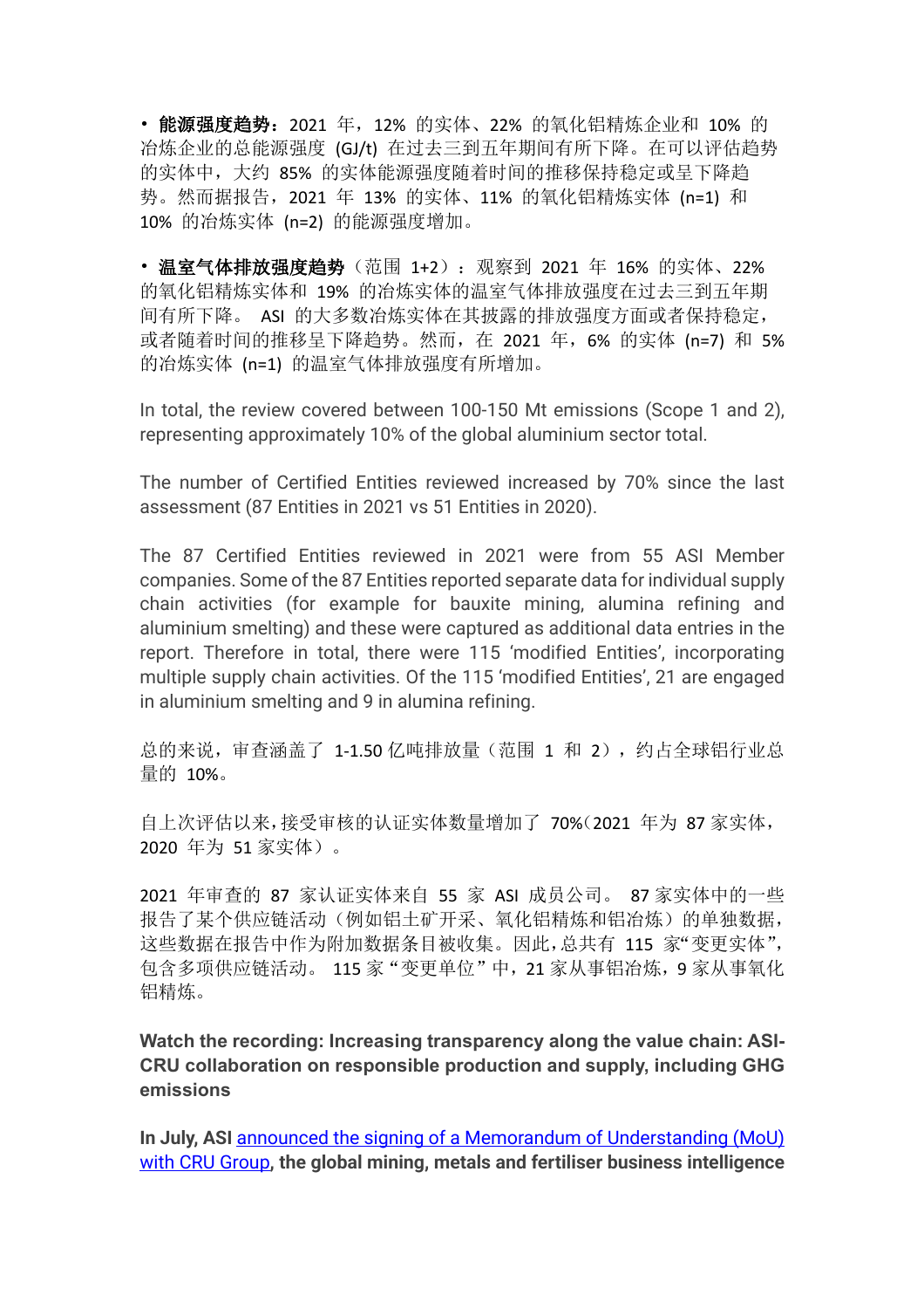• **能源强度趋势**：2021 年，12% 的实体、22% 的氧化铝精炼企业和 10% 的冶炼企业的总能源强度 (GJ/t) 在过去三到五年期间有所下降。在可以评估趋势的实体中，大约 85% 的实体能源强度随着时间的推移保持稳定或呈下降趋势。然而据报告，2021 年 13% 的实体、11% 的氧化铝精炼实体 (n=1) 和 10% 的冶炼实体 (n=2) 的能源强度增加。

• **温室气体排放强度趋势**（范围 1+2）：观察到 2021 年 16% 的实体、22% 的氧化铝精炼实体和 19% 的冶炼实体的温室气体排放强度在过去三到五年期间有所下降。 ASI 的大多数冶炼实体在其披露的排放强度方面或者保持稳定，或者随着时间的推移呈下降趋势。然而，在 2021 年，6% 的实体 (n=7) 和 5% 的冶炼实体 (n=1) 的温室气体排放强度有所增加。

In total, the review covered between 100-150 Mt emissions (Scope 1 and 2), representing approximately 10% of the global aluminium sector total.

The number of Certified Entities reviewed increased by 70% since the last assessment (87 Entities in 2021 vs 51 Entities in 2020).

The 87 Certified Entities reviewed in 2021 were from 55 ASI Member companies. Some of the 87 Entities reported separate data for individual supply chain activities (for example for bauxite mining, alumina refining and aluminium smelting) and these were captured as additional data entries in the report. Therefore in total, there were 115 'modified Entities', incorporating multiple supply chain activities. Of the 115 'modified Entities', 21 are engaged in aluminium smelting and 9 in alumina refining.

总的来说，审查涵盖了 1-1.50 亿吨排放量（范围 1 和 2），约占全球铝行业总量的 10%。

自上次评估以来，接受审核的认证实体数量增加了 70%（2021 年为 87 家实体，2020 年为 51 家实体）。

2021 年审查的 87 家认证实体来自 55 家 ASI 成员公司。 87 家实体中的一些报告了某个供应链活动（例如铝土矿开采、氧化铝精炼和铝冶炼）的单独数据，这些数据在报告中作为附加数据条目被收集。因此，总共有 115 家"变更实体"，包含多项供应链活动。 115 家"变更单位"中，21 家从事铝冶炼，9 家从事氧化铝精炼。

**Watch the recording: Increasing transparency along the value chain: ASI-CRU collaboration on responsible production and supply, including GHG emissions**

**In July, ASI** announced the signing of a Memorandum of Understanding (MoU) with CRU Group**, the global mining, metals and fertiliser business intelligence**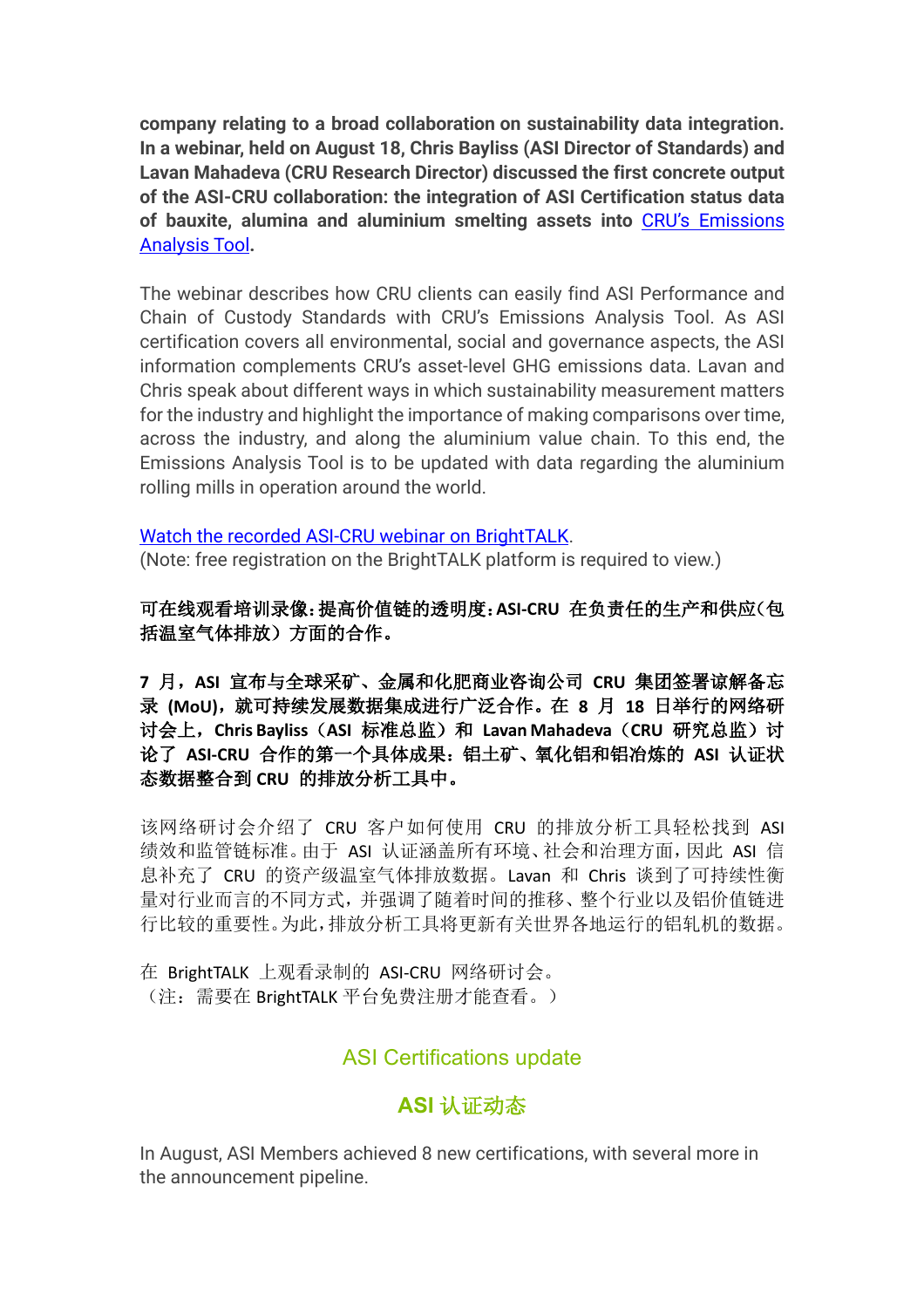**company relating to a broad collaboration on sustainability data integration. In a webinar, held on August 18, Chris Bayliss (ASI Director of Standards) and Lavan Mahadeva (CRU Research Director) discussed the first concrete output of the ASI-CRU collaboration: the integration of ASI Certification status data of bauxite, alumina and aluminium smelting assets into CRU's Emissions Analysis Tool.**

The webinar describes how CRU clients can easily find ASI Performance and Chain of Custody Standards with CRU's Emissions Analysis Tool. As ASI certification covers all environmental, social and governance aspects, the ASI information complements CRU's asset-level GHG emissions data. Lavan and Chris speak about different ways in which sustainability measurement matters for the industry and highlight the importance of making comparisons over time, across the industry, and along the aluminium value chain. To this end, the Emissions Analysis Tool is to be updated with data regarding the aluminium rolling mills in operation around the world.

Watch the recorded ASI-CRU webinar on BrightTALK.
(Note: free registration on the BrightTALK platform is required to view.)

**可在线观看培训录像：提高价值链的透明度：ASI-CRU 在负责任的生产和供应（包括温室气体排放）方面的合作。**

**7 月，ASI 宣布与全球采矿、金属和化肥商业咨询公司 CRU 集团签署谅解备忘录 (MoU)，就可持续发展数据集成进行广泛合作。在 8 月 18 日举行的网络研讨会上，Chris Bayliss（ASI 标准总监）和 Lavan Mahadeva（CRU 研究总监）讨论了 ASI-CRU 合作的第一个具体成果：铝土矿、氧化铝和铝冶炼的 ASI 认证状态数据整合到 CRU 的排放分析工具中。**

该网络研讨会介绍了 CRU 客户如何使用 CRU 的排放分析工具轻松找到 ASI 绩效和监管链标准。由于 ASI 认证涵盖所有环境、社会和治理方面，因此 ASI 信息补充了 CRU 的资产级温室气体排放数据。Lavan 和 Chris 谈到了可持续性衡量对行业而言的不同方式，并强调了随着时间的推移、整个行业以及铝价值链进行比较的重要性。为此，排放分析工具将更新有关世界各地运行的铝轧机的数据。

在 BrightTALK 上观看录制的 ASI-CRU 网络研讨会。
（注：需要在 BrightTALK 平台免费注册才能查看。）

## ASI Certifications update

## ASI 认证动态

In August, ASI Members achieved 8 new certifications, with several more in the announcement pipeline.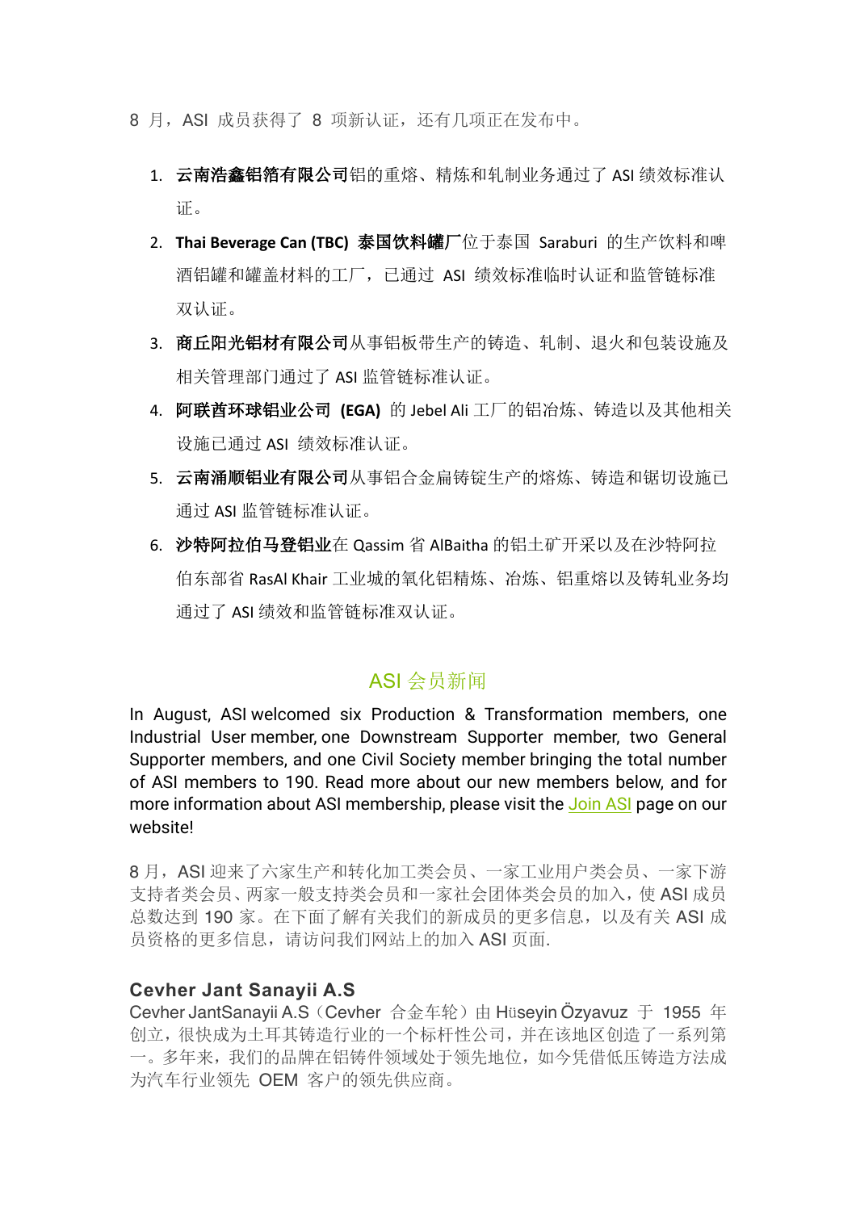8 月，ASI 成员获得了 8 项新认证，还有几项正在发布中。

1. **云南浩鑫铝箔有限公司**铝的重熔、精炼和轧制业务通过了 ASI 绩效标准认证。
2. **Thai Beverage Can (TBC) 泰国饮料罐厂**位于泰国 Saraburi 的生产饮料和啤酒铝罐和罐盖材料的工厂，已通过 ASI 绩效标准临时认证和监管链标准双认证。
3. **商丘阳光铝材有限公司**从事铝板带生产的铸造、轧制、退火和包装设施及相关管理部门通过了 ASI 监管链标准认证。
4. **阿联酋环球铝业公司 (EGA)** 的 Jebel Ali 工厂的铝冶炼、铸造以及其他相关设施已通过 ASI 绩效标准认证。
5. **云南涌顺铝业有限公司**从事铝合金扁铸锭生产的熔炼、铸造和锯切设施已通过 ASI 监管链标准认证。
6. **沙特阿拉伯马登铝业**在 Qassim 省 AlBaitha 的铝土矿开采以及在沙特阿拉伯东部省 RasAl Khair 工业城的氧化铝精炼、冶炼、铝重熔以及铸轧业务均通过了 ASI 绩效和监管链标准双认证。

## ASI 会员新闻

In August, ASI welcomed six Production & Transformation members, one Industrial User member, one Downstream Supporter member, two General Supporter members, and one Civil Society member bringing the total number of ASI members to 190. Read more about our new members below, and for more information about ASI membership, please visit the Join ASI page on our website!

8 月，ASI 迎来了六家生产和转化加工类会员、一家工业用户类会员、一家下游支持者类会员、两家一般支持类会员和一家社会团体类会员的加入，使 ASI 成员总数达到 190 家。在下面了解有关我们的新成员的更多信息，以及有关 ASI 成员资格的更多信息，请访问我们网站上的加入 ASI 页面.

### Cevher Jant Sanayii A.S

Cevher JantSanayii A.S（Cevher 合金车轮）由 Hüseyin Özyavuz 于 1955 年创立，很快成为土耳其铸造行业的一个标杆性公司，并在该地区创造了一系列第一。多年来，我们的品牌在铝铸件领域处于领先地位，如今凭借低压铸造方法成为汽车行业领先 OEM 客户的领先供应商。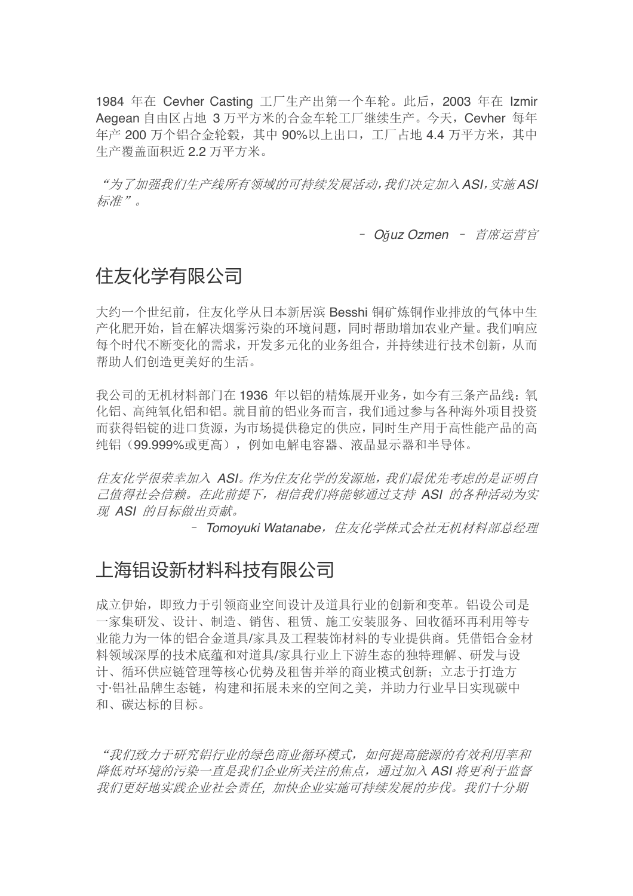1984 年在 Cevher Casting 工厂生产出第一个车轮。此后，2003 年在 Izmir Aegean 自由区占地 3 万平方米的合金车轮工厂继续生产。今天，Cevher 每年年产 200 万个铝合金轮毂，其中 90%以上出口，工厂占地 4.4 万平方米，其中生产覆盖面积近 2.2 万平方米。

*“为了加强我们生产线所有领域的可持续发展活动，我们决定加入 ASI，实施 ASI 标准”。*

*– Oğuz Ozmen – 首席运营官*

## 住友化学有限公司

大约一个世纪前，住友化学从日本新居滨 Besshi 铜矿炼铜作业排放的气体中生产化肥开始，旨在解决烟雾污染的环境问题，同时帮助增加农业产量。我们响应每个时代不断变化的需求，开发多元化的业务组合，并持续进行技术创新，从而帮助人们创造更美好的生活。

我公司的无机材料部门在 1936 年以铝的精炼展开业务，如今有三条产品线：氧化铝、高纯氧化铝和铝。就目前的铝业务而言，我们通过参与各种海外项目投资而获得铝锭的进口货源，为市场提供稳定的供应，同时生产用于高性能产品的高纯铝（99.999%或更高），例如电解电容器、液晶显示器和半导体。

*住友化学很荣幸加入 ASI。作为住友化学的发源地，我们最优先考虑的是证明自己值得社会信赖。在此前提下，相信我们将能够通过支持 ASI 的各种活动为实现 ASI 的目标做出贡献。*

*– Tomoyuki Watanabe，住友化学株式会社无机材料部总经理*

## 上海铝设新材料科技有限公司

成立伊始，即致力于引领商业空间设计及道具行业的创新和变革。铝设公司是一家集研发、设计、制造、销售、租赁、施工安装服务、回收循环再利用等专业能力为一体的铝合金道具/家具及工程装饰材料的专业提供商。凭借铝合金材料领域深厚的技术底蕴和对道具/家具行业上下游生态的独特理解、研发与设计、循环供应链管理等核心优势及租售并举的商业模式创新；立志于打造方寸·铝社品牌生态链，构建和拓展未来的空间之美，并助力行业早日实现碳中和、碳达标的目标。

*“我们致力于研究铝行业的绿色商业循环模式，如何提高能源的有效利用率和降低对环境的污染一直是我们企业所关注的焦点，通过加入 ASI 将更利于监督我们更好地实践企业社会责任，加快企业实施可持续发展的步伐。我们十分期*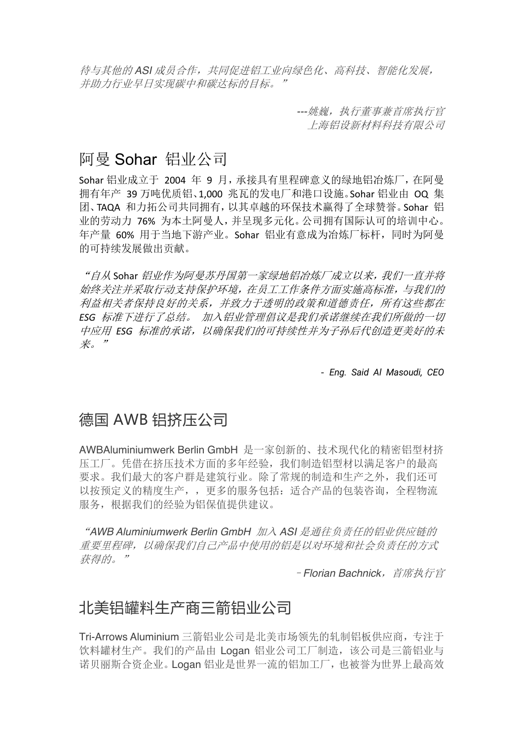*待与其他的 ASI 成员合作，共同促进铝工业向绿色化、高科技、智能化发展，并助力行业早日实现碳中和碳达标的目标。”*

*---姚巍，执行董事兼首席执行官*
*上海铝设新材料科技有限公司*

## 阿曼 Sohar 铝业公司

Sohar 铝业成立于 2004 年 9 月，承接具有里程碑意义的绿地铝冶炼厂，在阿曼拥有年产 39 万吨优质铝、1,000 兆瓦的发电厂和港口设施。Sohar 铝业由 OQ 集团、TAQA 和力拓公司共同拥有，以其卓越的环保技术赢得了全球赞誉。Sohar 铝业的劳动力 76% 为本土阿曼人，并呈现多元化。公司拥有国际认可的培训中心。年产量 60% 用于当地下游产业。Sohar 铝业有意成为冶炼厂标杆，同时为阿曼的可持续发展做出贡献。

*“自从 Sohar 铝业作为阿曼苏丹国第一家绿地铝冶炼厂成立以来，我们一直并将始终关注并采取行动支持保护环境，在员工工作条件方面实施高标准，与我们的利益相关者保持良好的关系，并致力于透明的政策和道德责任，所有这些都在 ESG 标准下进行了总结。 加入铝业管理倡议是我们承诺继续在我们所做的一切中应用 ESG 标准的承诺，以确保我们的可持续性并为子孙后代创造更美好的未来。”*

*- Eng. Said Al Masoudi, CEO*

## 德国 AWB 铝挤压公司

AWBAluminiumwerk Berlin GmbH 是一家创新的、技术现代化的精密铝型材挤压工厂。凭借在挤压技术方面的多年经验，我们制造铝型材以满足客户的最高要求。我们最大的客户群是建筑行业。除了常规的制造和生产之外，我们还可以按预定义的精度生产，，更多的服务包括：适合产品的包装咨询，全程物流服务，根据我们的经验为铝保值提供建议。

*“AWB Aluminiumwerk Berlin GmbH 加入 ASI 是通往负责任的铝业供应链的重要里程碑，以确保我们自己产品中使用的铝是以对环境和社会负责任的方式获得的。”*

*–Florian Bachnick，首席执行官*

## 北美铝罐料生产商三箭铝业公司

Tri-Arrows Aluminium 三箭铝业公司是北美市场领先的轧制铝板供应商，专注于饮料罐材生产。我们的产品由 Logan 铝业公司工厂制造，该公司是三箭铝业与诺贝丽斯合资企业。Logan 铝业是世界一流的铝加工厂，也被誉为世界上最高效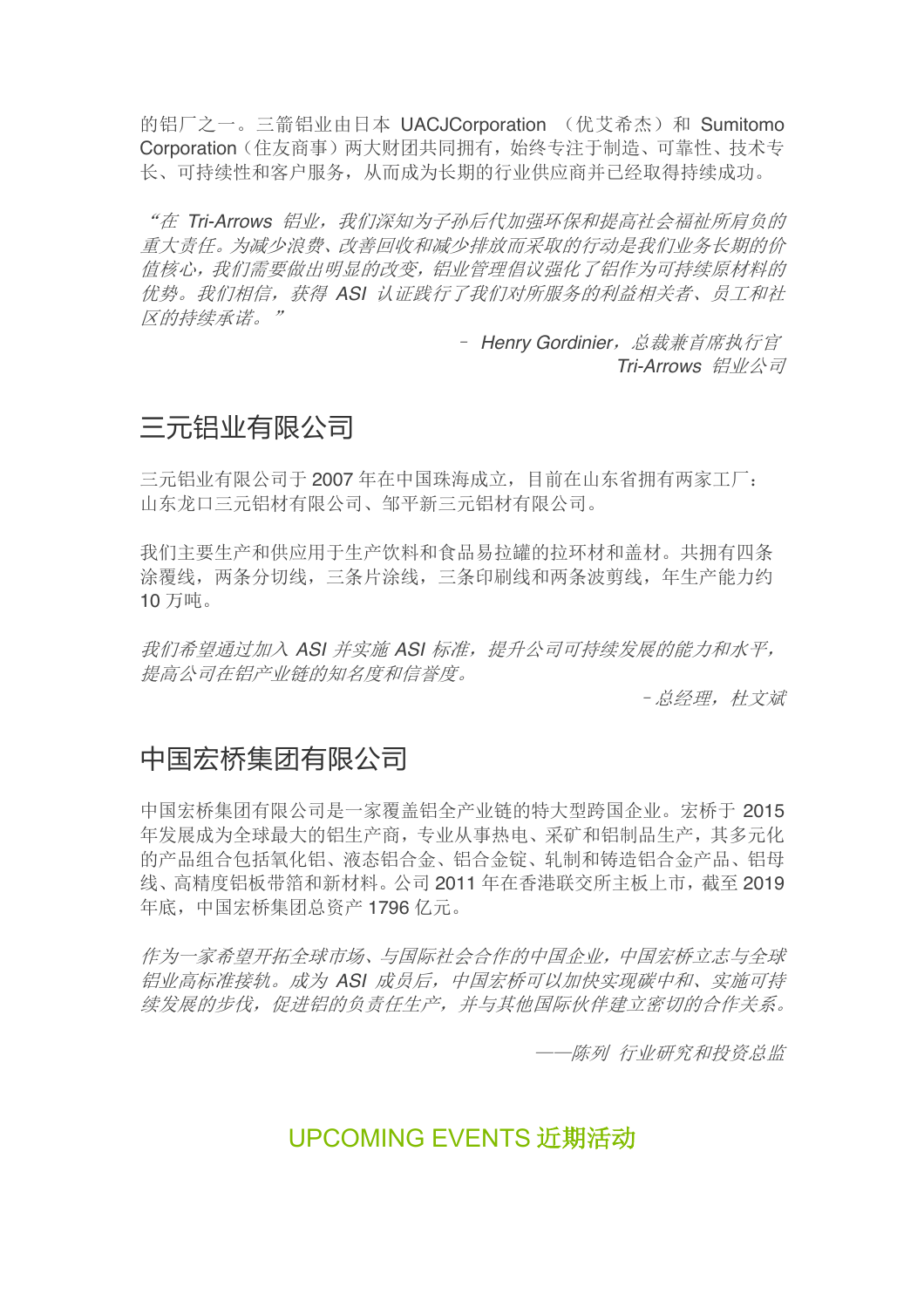的铝厂之一。三箭铝业由日本 UACJCorporation （优艾希杰）和 Sumitomo Corporation（住友商事）两大财团共同拥有，始终专注于制造、可靠性、技术专长、可持续性和客户服务，从而成为长期的行业供应商并已经取得持续成功。

*“在 Tri-Arrows 铝业，我们深知为子孙后代加强环保和提高社会福祉所肩负的重大责任。为减少浪费、改善回收和减少排放而采取的行动是我们业务长期的价值核心，我们需要做出明显的改变，铝业管理倡议强化了铝作为可持续原材料的优势。我们相信，获得 ASI 认证践行了我们对所服务的利益相关者、员工和社区的持续承诺。”*

*– Henry Gordinier，总裁兼首席执行官*
*Tri-Arrows 铝业公司*

## 三元铝业有限公司

三元铝业有限公司于 2007 年在中国珠海成立，目前在山东省拥有两家工厂：山东龙口三元铝材有限公司、邹平新三元铝材有限公司。

我们主要生产和供应用于生产饮料和食品易拉罐的拉环材和盖材。共拥有四条涂覆线，两条分切线，三条片涂线，三条印刷线和两条波剪线，年生产能力约 10 万吨。

*我们希望通过加入 ASI 并实施 ASI 标准，提升公司可持续发展的能力和水平，提高公司在铝产业链的知名度和信誉度。*

*– 总经理，杜文斌*

## 中国宏桥集团有限公司

中国宏桥集团有限公司是一家覆盖铝全产业链的特大型跨国企业。宏桥于 2015 年发展成为全球最大的铝生产商，专业从事热电、采矿和铝制品生产，其多元化的产品组合包括氧化铝、液态铝合金、铝合金锭、轧制和铸造铝合金产品、铝母线、高精度铝板带箔和新材料。公司 2011 年在香港联交所主板上市，截至 2019 年底，中国宏桥集团总资产 1796 亿元。

*作为一家希望开拓全球市场、与国际社会合作的中国企业，中国宏桥立志与全球铝业高标准接轨。成为 ASI 成员后，中国宏桥可以加快实现碳中和、实施可持续发展的步伐，促进铝的负责任生产，并与其他国际伙伴建立密切的合作关系。*

*——陈列 行业研究和投资总监*

## UPCOMING EVENTS 近期活动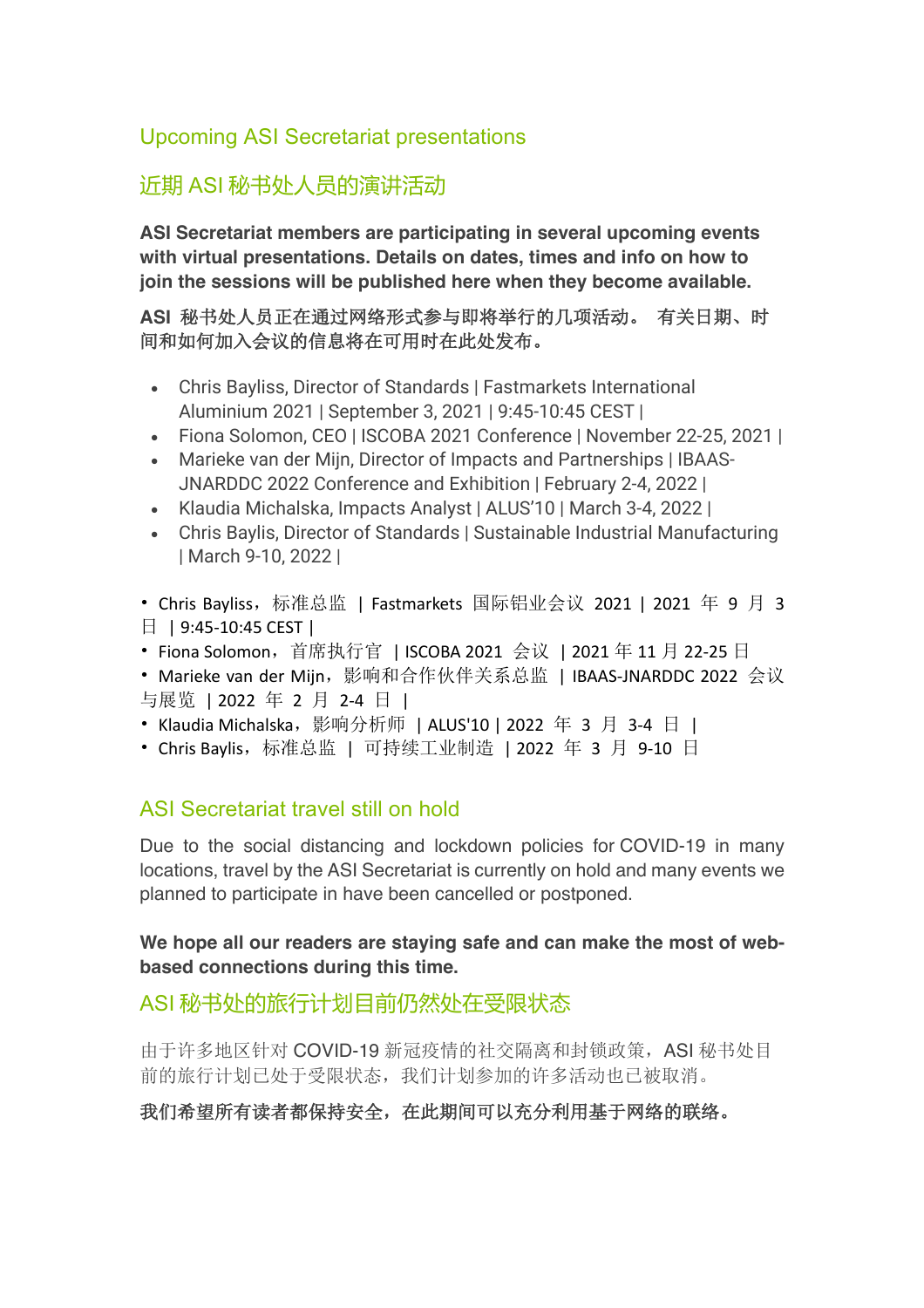## Upcoming ASI Secretariat presentations

## 近期 ASI 秘书处人员的演讲活动

**ASI Secretariat members are participating in several upcoming events with virtual presentations. Details on dates, times and info on how to join the sessions will be published here when they become available.**

**ASI 秘书处人员正在通过网络形式参与即将举行的几项活动。 有关日期、时间和如何加入会议的信息将在可用时在此处发布。**

- Chris Bayliss, Director of Standards | Fastmarkets International Aluminium 2021 | September 3, 2021 | 9:45-10:45 CEST |
- Fiona Solomon, CEO | ISCOBA 2021 Conference | November 22-25, 2021 |
- Marieke van der Mijn, Director of Impacts and Partnerships | IBAAS-JNARDDC 2022 Conference and Exhibition | February 2-4, 2022 |
- Klaudia Michalska, Impacts Analyst | ALUS'10 | March 3-4, 2022 |
- Chris Baylis, Director of Standards | Sustainable Industrial Manufacturing | March 9-10, 2022 |

- Chris Bayliss，标准总监 | Fastmarkets 国际铝业会议 2021 | 2021 年 9 月 3 日 | 9:45-10:45 CEST |
- Fiona Solomon，首席执行官 | ISCOBA 2021 会议 | 2021 年 11 月 22-25 日
- Marieke van der Mijn，影响和合作伙伴关系总监 | IBAAS-JNARDDC 2022 会议与展览 | 2022 年 2 月 2-4 日 |
- Klaudia Michalska，影响分析师 | ALUS'10 | 2022 年 3 月 3-4 日 |
- Chris Baylis，标准总监 | 可持续工业制造 | 2022 年 3 月 9-10 日

## ASI Secretariat travel still on hold

Due to the social distancing and lockdown policies for COVID-19 in many locations, travel by the ASI Secretariat is currently on hold and many events we planned to participate in have been cancelled or postponed.

**We hope all our readers are staying safe and can make the most of web-based connections during this time.**

## ASI 秘书处的旅行计划目前仍然处在受限状态

由于许多地区针对 COVID-19 新冠疫情的社交隔离和封锁政策，ASI 秘书处目前的旅行计划已处于受限状态，我们计划参加的许多活动也已被取消。

**我们希望所有读者都保持安全，在此期间可以充分利用基于网络的联络。**